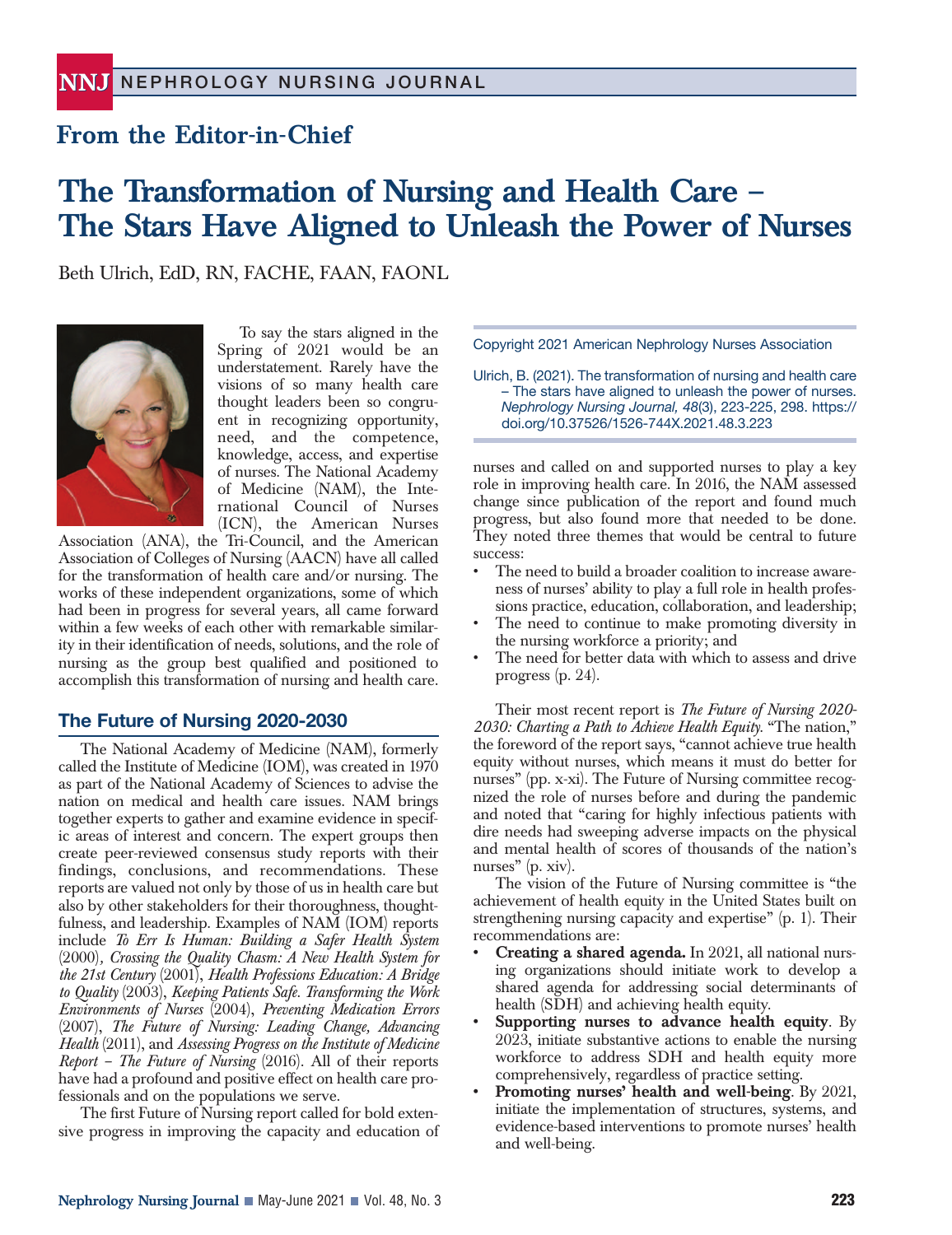## From the Editor-in-Chief

# The Transformation of Nursing and Health Care – The Stars Have Aligned to Unleash the Power of Nurses

Beth Ulrich, EdD, RN, FACHE, FAAN, FAONL

To say the stars aligned in the Spring of 2021 would be an understatement. Rarely have the visions of so many health care thought leaders been so congruent in recognizing opportunity, need, and the competence, knowledge, access, and expertise of nurses. The National Academy of Medicine (NAM), the International Council of Nurses (ICN), the American Nurses Association (ANA), the Tri-Council, and the American Association of Colleges of Nursing (AACN) have all called for the transformation of health care and/or nursing. The works of these independent organizations, some of which had been in progress for several years, all came forward within a few weeks of each other with remarkable similarity in their identification of needs, solutions, and the role of nursing as the group best qualified and positioned to accomplish this transformation of nursing and health care.

Copyright 2021 American Nephrology Nurses Association

Ulrich, B. (2021). The transformation of nursing and health care – The stars have aligned to unleash the power of nurses. *Nephrology Nursing Journal, 48*(3), 223-225, 298. https://doi.org/10.37526/1526-744X.2021.48.3.223

## The Future of Nursing 2020-2030

The National Academy of Medicine (NAM), formerly called the Institute of Medicine (IOM), was created in 1970 as part of the National Academy of Sciences to advise the nation on medical and health care issues. NAM brings together experts to gather and examine evidence in specific areas of interest and concern. The expert groups then create peer-reviewed consensus study reports with their findings, conclusions, and recommendations. These reports are valued not only by those of us in health care but also by other stakeholders for their thoroughness, thoughtfulness, and leadership. Examples of NAM (IOM) reports include *To Err Is Human: Building a Safer Health System* (2000), *Crossing the Quality Chasm: A New Health System for the 21st Century* (2001), *Health Professions Education: A Bridge to Quality* (2003), *Keeping Patients Safe. Transforming the Work Environments of Nurses* (2004), *Preventing Medication Errors* (2007), *The Future of Nursing: Leading Change, Advancing Health* (2011), and *Assessing Progress on the Institute of Medicine Report – The Future of Nursing* (2016). All of their reports have had a profound and positive effect on health care professionals and on the populations we serve.

The first Future of Nursing report called for bold extensive progress in improving the capacity and education of nurses and called on and supported nurses to play a key role in improving health care. In 2016, the NAM assessed change since publication of the report and found much progress, but also found more that needed to be done. They noted three themes that would be central to future success:

- The need to build a broader coalition to increase awareness of nurses' ability to play a full role in health professions practice, education, collaboration, and leadership;
- The need to continue to make promoting diversity in the nursing workforce a priority; and
- The need for better data with which to assess and drive progress (p. 24).

Their most recent report is *The Future of Nursing 2020-2030: Charting a Path to Achieve Health Equity*. "The nation," the foreword of the report says, "cannot achieve true health equity without nurses, which means it must do better for nurses" (pp. x-xi). The Future of Nursing committee recognized the role of nurses before and during the pandemic and noted that "caring for highly infectious patients with dire needs had sweeping adverse impacts on the physical and mental health of scores of thousands of the nation's nurses" (p. xiv).

The vision of the Future of Nursing committee is "the achievement of health equity in the United States built on strengthening nursing capacity and expertise" (p. 1). Their recommendations are:

- **Creating a shared agenda.** In 2021, all national nursing organizations should initiate work to develop a shared agenda for addressing social determinants of health (SDH) and achieving health equity.
- **Supporting nurses to advance health equity**. By 2023, initiate substantive actions to enable the nursing workforce to address SDH and health equity more comprehensively, regardless of practice setting.
- **Promoting nurses' health and well-being**. By 2021, initiate the implementation of structures, systems, and evidence-based interventions to promote nurses' health and well-being.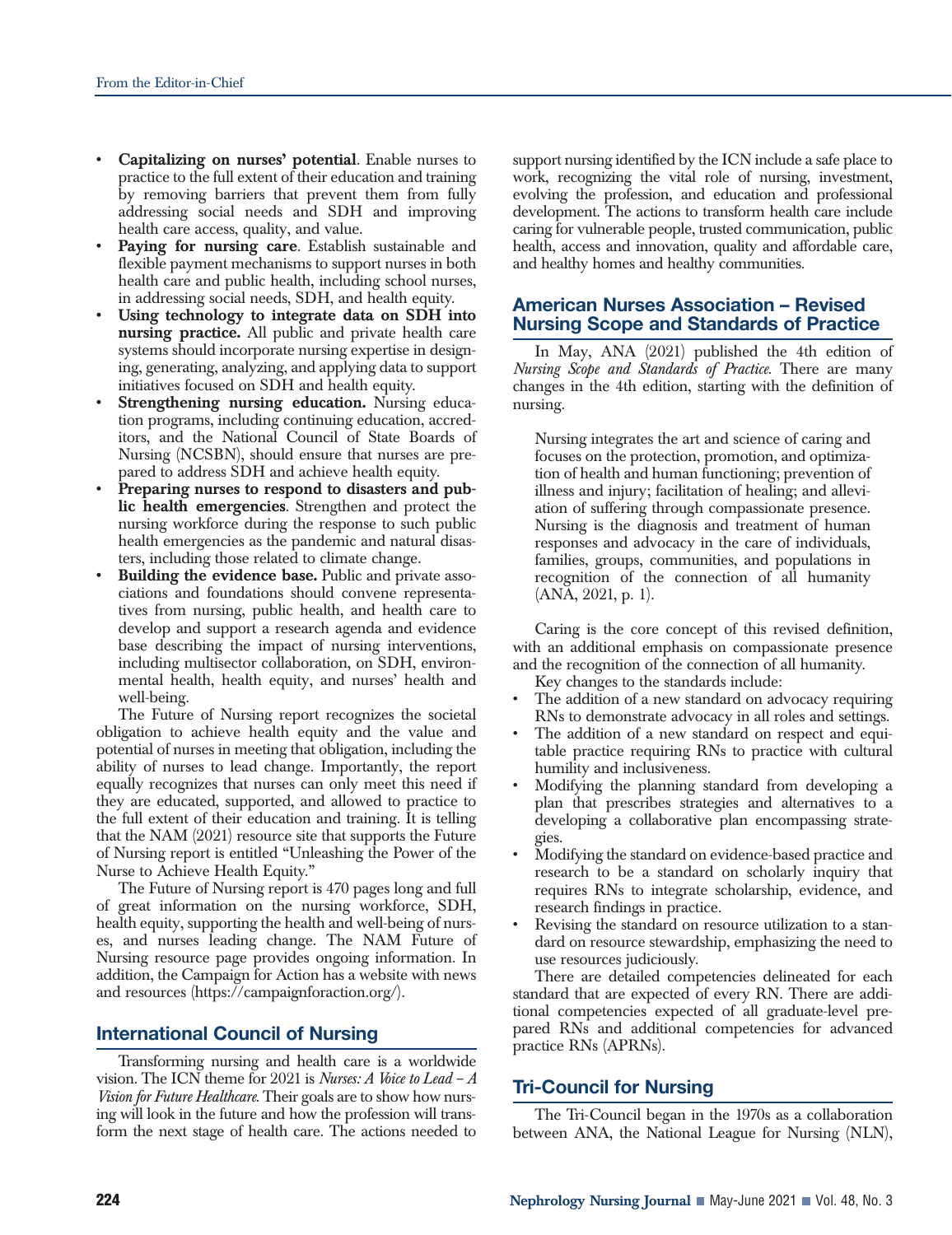- **Capitalizing on nurses' potential**. Enable nurses to practice to the full extent of their education and training by removing barriers that prevent them from fully addressing social needs and SDH and improving health care access, quality, and value.
- **Paying for nursing care**. Establish sustainable and flexible payment mechanisms to support nurses in both health care and public health, including school nurses, in addressing social needs, SDH, and health equity.
- **Using technology to integrate data on SDH into nursing practice.** All public and private health care systems should incorporate nursing expertise in designing, generating, analyzing, and applying data to support initiatives focused on SDH and health equity.
- **Strengthening nursing education.** Nursing education programs, including continuing education, accreditors, and the National Council of State Boards of Nursing (NCSBN), should ensure that nurses are prepared to address SDH and achieve health equity.
- **Preparing nurses to respond to disasters and public health emergencies**. Strengthen and protect the nursing workforce during the response to such public health emergencies as the pandemic and natural disasters, including those related to climate change.
- **Building the evidence base.** Public and private associations and foundations should convene representatives from nursing, public health, and health care to develop and support a research agenda and evidence base describing the impact of nursing interventions, including multisector collaboration, on SDH, environmental health, health equity, and nurses' health and well-being.

The Future of Nursing report recognizes the societal obligation to achieve health equity and the value and potential of nurses in meeting that obligation, including the ability of nurses to lead change. Importantly, the report equally recognizes that nurses can only meet this need if they are educated, supported, and allowed to practice to the full extent of their education and training. It is telling that the NAM (2021) resource site that supports the Future of Nursing report is entitled "Unleashing the Power of the Nurse to Achieve Health Equity."

The Future of Nursing report is 470 pages long and full of great information on the nursing workforce, SDH, health equity, supporting the health and well-being of nurses, and nurses leading change. The NAM Future of Nursing resource page provides ongoing information. In addition, the Campaign for Action has a website with news and resources (https://campaignforaction.org/).

## International Council of Nursing

Transforming nursing and health care is a worldwide vision. The ICN theme for 2021 is *Nurses: A Voice to Lead – A Vision for Future Healthcare.* Their goals are to show how nursing will look in the future and how the profession will transform the next stage of health care. The actions needed to support nursing identified by the ICN include a safe place to work, recognizing the vital role of nursing, investment, evolving the profession, and education and professional development. The actions to transform health care include caring for vulnerable people, trusted communication, public health, access and innovation, quality and affordable care, and healthy homes and healthy communities.

## American Nurses Association – Revised Nursing Scope and Standards of Practice

In May, ANA (2021) published the 4th edition of *Nursing Scope and Standards of Practice.* There are many changes in the 4th edition, starting with the definition of nursing.

> Nursing integrates the art and science of caring and focuses on the protection, promotion, and optimization of health and human functioning; prevention of illness and injury; facilitation of healing; and alleviation of suffering through compassionate presence. Nursing is the diagnosis and treatment of human responses and advocacy in the care of individuals, families, groups, communities, and populations in recognition of the connection of all humanity (ANA, 2021, p. 1).

Caring is the core concept of this revised definition, with an additional emphasis on compassionate presence and the recognition of the connection of all humanity.

Key changes to the standards include:

- The addition of a new standard on advocacy requiring RNs to demonstrate advocacy in all roles and settings.
- The addition of a new standard on respect and equitable practice requiring RNs to practice with cultural humility and inclusiveness.
- Modifying the planning standard from developing a plan that prescribes strategies and alternatives to a developing a collaborative plan encompassing strategies.
- Modifying the standard on evidence-based practice and research to be a standard on scholarly inquiry that requires RNs to integrate scholarship, evidence, and research findings in practice.
- Revising the standard on resource utilization to a standard on resource stewardship, emphasizing the need to use resources judiciously.

There are detailed competencies delineated for each standard that are expected of every RN. There are additional competencies expected of all graduate-level prepared RNs and additional competencies for advanced practice RNs (APRNs).

## Tri-Council for Nursing

The Tri-Council began in the 1970s as a collaboration between ANA, the National League for Nursing (NLN),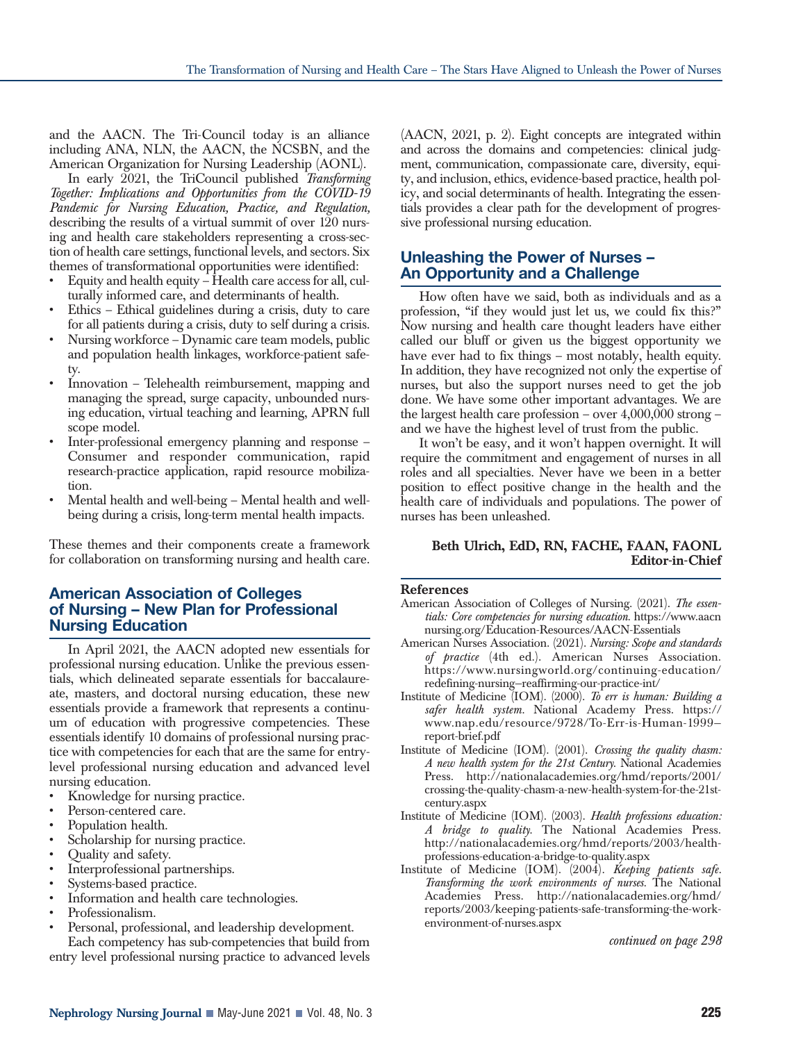and the AACN. The Tri-Council today is an alliance including ANA, NLN, the AACN, the NCSBN, and the American Organization for Nursing Leadership (AONL).

In early 2021, the TriCouncil published *Transforming Together: Implications and Opportunities from the COVID-19 Pandemic for Nursing Education, Practice, and Regulation,* describing the results of a virtual summit of over 120 nursing and health care stakeholders representing a cross-section of health care settings, functional levels, and sectors. Six themes of transformational opportunities were identified:

- Equity and health equity – Health care access for all, culturally informed care, and determinants of health.
- Ethics – Ethical guidelines during a crisis, duty to care for all patients during a crisis, duty to self during a crisis.
- Nursing workforce – Dynamic care team models, public and population health linkages, workforce-patient safety.
- Innovation – Telehealth reimbursement, mapping and managing the spread, surge capacity, unbounded nursing education, virtual teaching and learning, APRN full scope model.
- Inter-professional emergency planning and response – Consumer and responder communication, rapid research-practice application, rapid resource mobilization.
- Mental health and well-being – Mental health and well-being during a crisis, long-term mental health impacts.

These themes and their components create a framework for collaboration on transforming nursing and health care.

## American Association of Colleges of Nursing – New Plan for Professional Nursing Education

In April 2021, the AACN adopted new essentials for professional nursing education. Unlike the previous essentials, which delineated separate essentials for baccalaureate, masters, and doctoral nursing education, these new essentials provide a framework that represents a continuum of education with progressive competencies. These essentials identify 10 domains of professional nursing practice with competencies for each that are the same for entry-level professional nursing education and advanced level nursing education.

- Knowledge for nursing practice.
- Person-centered care.
- Population health.
- Scholarship for nursing practice.
- Quality and safety.
- Interprofessional partnerships.
- Systems-based practice.
- Information and health care technologies.
- Professionalism.
- Personal, professional, and leadership development.

Each competency has sub-competencies that build from entry level professional nursing practice to advanced levels (AACN, 2021, p. 2). Eight concepts are integrated within and across the domains and competencies: clinical judgment, communication, compassionate care, diversity, equity, and inclusion, ethics, evidence-based practice, health policy, and social determinants of health. Integrating the essentials provides a clear path for the development of progressive professional nursing education.

## Unleashing the Power of Nurses – An Opportunity and a Challenge

How often have we said, both as individuals and as a profession, "if they would just let us, we could fix this?" Now nursing and health care thought leaders have either called our bluff or given us the biggest opportunity we have ever had to fix things – most notably, health equity. In addition, they have recognized not only the expertise of nurses, but also the support nurses need to get the job done. We have some other important advantages. We are the largest health care profession – over 4,000,000 strong – and we have the highest level of trust from the public.

It won't be easy, and it won't happen overnight. It will require the commitment and engagement of nurses in all roles and all specialties. Never have we been in a better position to effect positive change in the health and the health care of individuals and populations. The power of nurses has been unleashed.

**Beth Ulrich, EdD, RN, FACHE, FAAN, FAONL**
**Editor-in-Chief**

### References

American Association of Colleges of Nursing. (2021). *The essentials: Core competencies for nursing education.* https://www.aacnnursing.org/Education-Resources/AACN-Essentials

American Nurses Association. (2021). *Nursing: Scope and standards of practice* (4th ed.). American Nurses Association. https://www.nursingworld.org/continuing-education/redefining-nursing–reaffirming-our-practice-int/

Institute of Medicine (IOM). (2000). *To err is human: Building a safer health system.* National Academy Press. https://www.nap.edu/resource/9728/To-Err-is-Human-1999–report-brief.pdf

Institute of Medicine (IOM). (2001). *Crossing the quality chasm: A new health system for the 21st Century.* National Academies Press. http://nationalacademies.org/hmd/reports/2001/crossing-the-quality-chasm-a-new-health-system-for-the-21st-century.aspx

Institute of Medicine (IOM). (2003). *Health professions education: A bridge to quality.* The National Academies Press. http://nationalacademies.org/hmd/reports/2003/health-professions-education-a-bridge-to-quality.aspx

Institute of Medicine (IOM). (2004). *Keeping patients safe. Transforming the work environments of nurses.* The National Academies Press. http://nationalacademies.org/hmd/reports/2003/keeping-patients-safe-transforming-the-work-environment-of-nurses.aspx

*continued on page 298*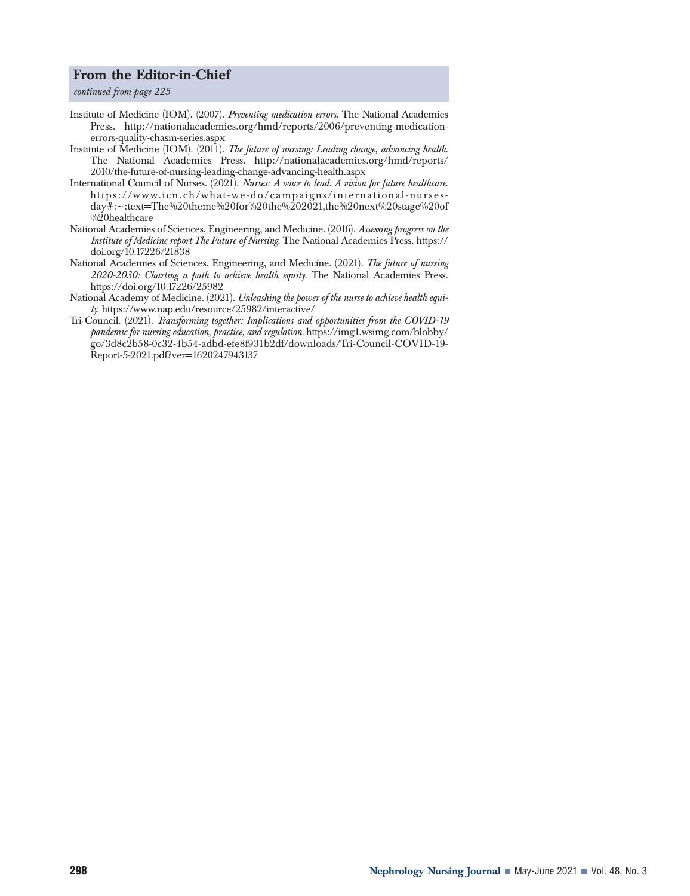## From the Editor-in-Chief

*continued from page 225*

Institute of Medicine (IOM). (2007). *Preventing medication errors*. The National Academies Press. http://nationalacademies.org/hmd/reports/2006/preventing-medication-errors-quality-chasm-series.aspx

Institute of Medicine (IOM). (2011). *The future of nursing: Leading change, advancing health*. The National Academies Press. http://nationalacademies.org/hmd/reports/2010/the-future-of-nursing-leading-change-advancing-health.aspx

International Council of Nurses. (2021). *Nurses: A voice to lead. A vision for future healthcare.* https://www.icn.ch/what-we-do/campaigns/international-nurses-day#:~:text=The%20theme%20for%20the%202021,the%20next%20stage%20of%20healthcare

National Academies of Sciences, Engineering, and Medicine. (2016). *Assessing progress on the Institute of Medicine report The Future of Nursing*. The National Academies Press. https://doi.org/10.17226/21838

National Academies of Sciences, Engineering, and Medicine. (2021). *The future of nursing 2020-2030: Charting a path to achieve health equity*. The National Academies Press. https://doi.org/10.17226/25982

National Academy of Medicine. (2021). *Unleashing the power of the nurse to achieve health equity*. https://www.nap.edu/resource/25982/interactive/

Tri-Council. (2021). *Transforming together: Implications and opportunities from the COVID-19 pandemic for nursing education, practice, and regulation*. https://img1.wsimg.com/blobby/go/3d8c2b58-0c32-4b54-adbd-efe8f931b2df/downloads/Tri-Council-COVID-19-Report-5-2021.pdf?ver=1620247943137